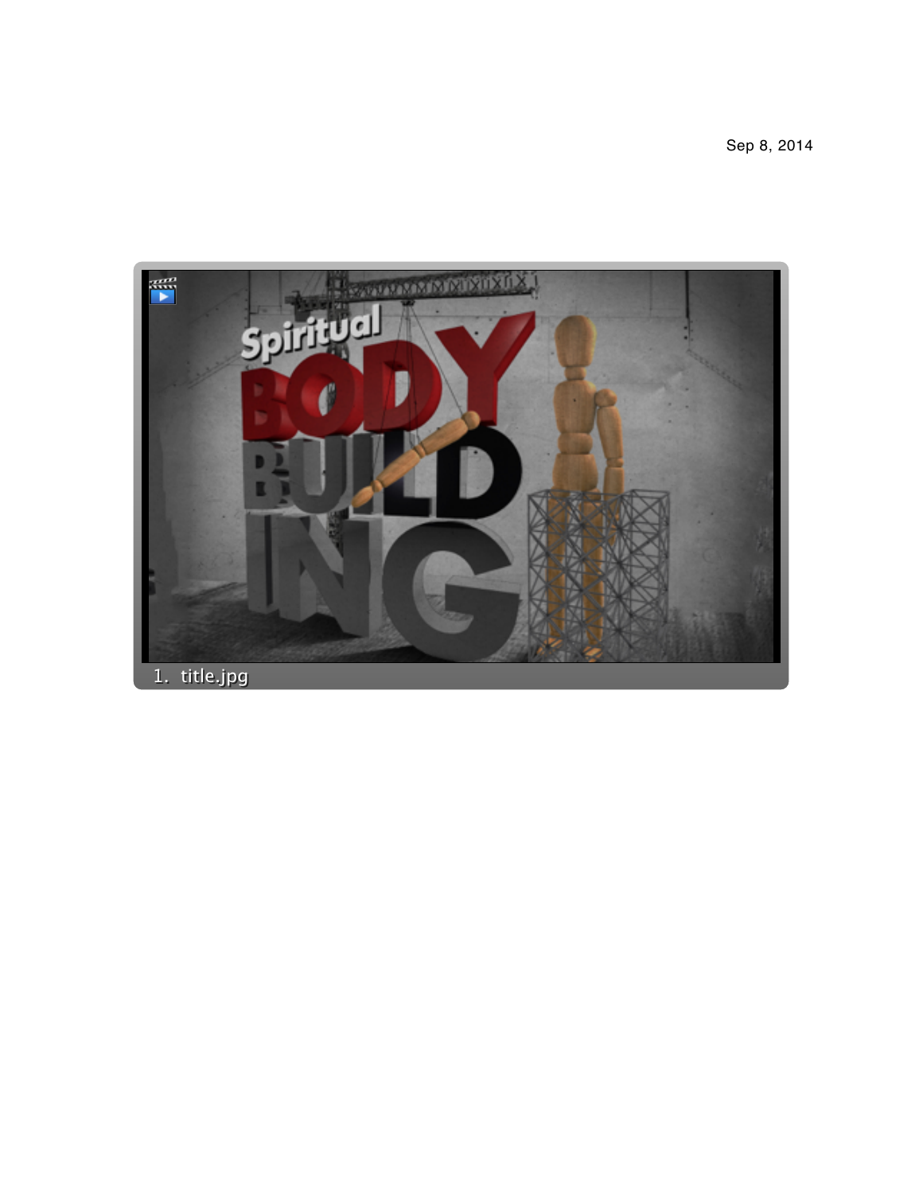Sep 8, 2014

1. title.jpg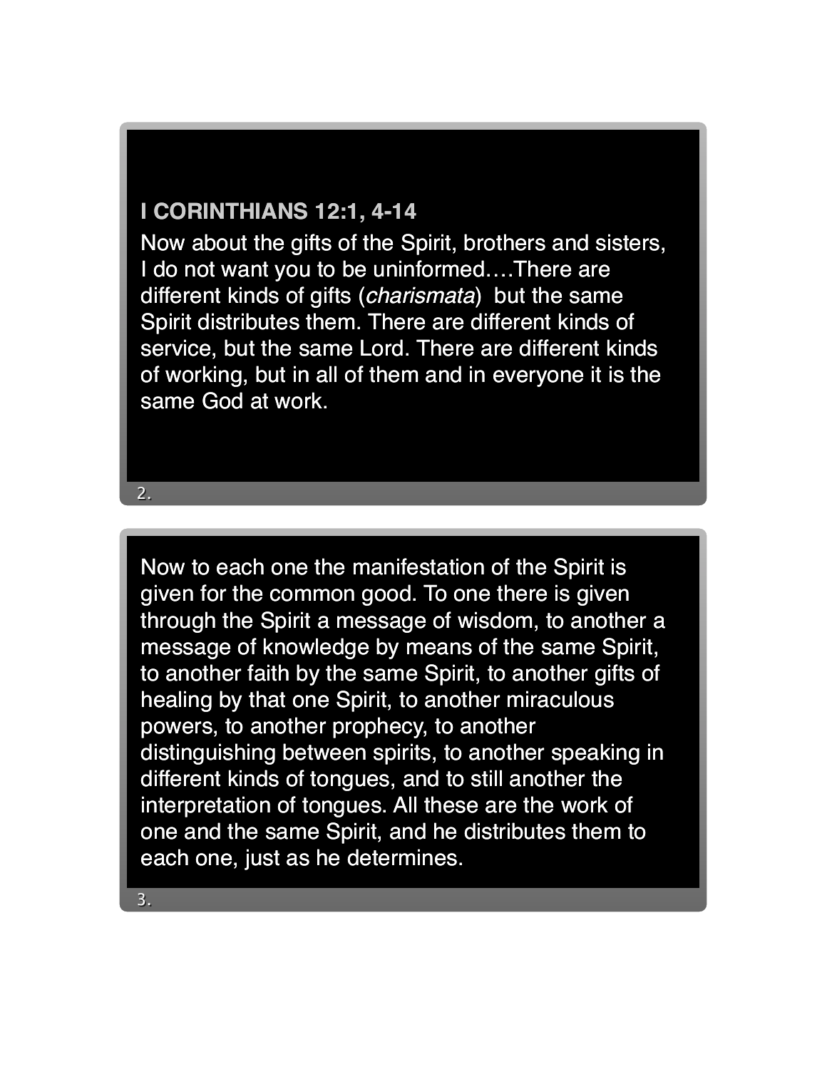**I CORINTHIANS 12:1, 4-14**

Now about the gifts of the Spirit, brothers and sisters, I do not want you to be uninformed….There are different kinds of gifts (*charismata*) but the same Spirit distributes them. There are different kinds of service, but the same Lord. There are different kinds of working, but in all of them and in everyone it is the same God at work.

Now to each one the manifestation of the Spirit is given for the common good. To one there is given through the Spirit a message of wisdom, to another a message of knowledge by means of the same Spirit, to another faith by the same Spirit, to another gifts of healing by that one Spirit, to another miraculous powers, to another prophecy, to another distinguishing between spirits, to another speaking in different kinds of tongues, and to still another the interpretation of tongues. All these are the work of one and the same Spirit, and he distributes them to each one, just as he determines.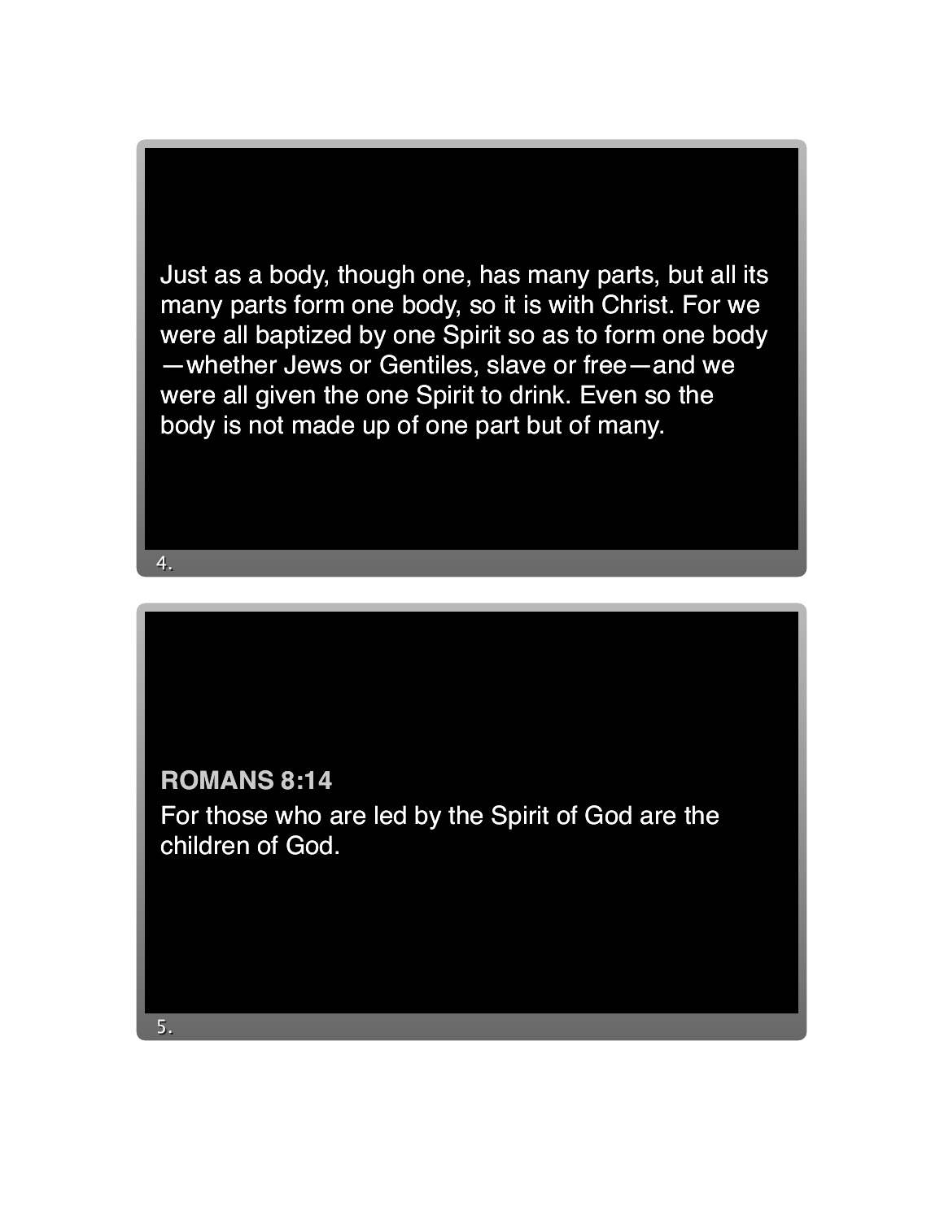Just as a body, though one, has many parts, but all its many parts form one body, so it is with Christ. For we were all baptized by one Spirit so as to form one body—whether Jews or Gentiles, slave or free—and we were all given the one Spirit to drink. Even so the body is not made up of one part but of many.

4.

**ROMANS 8:14**

For those who are led by the Spirit of God are the children of God.

5.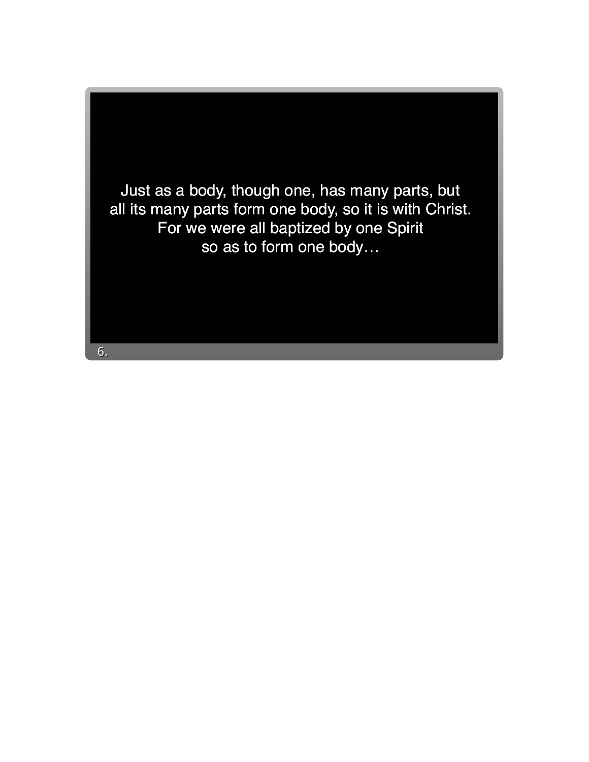Just as a body, though one, has many parts, but
all its many parts form one body, so it is with Christ.
For we were all baptized by one Spirit
so as to form one body…

6.